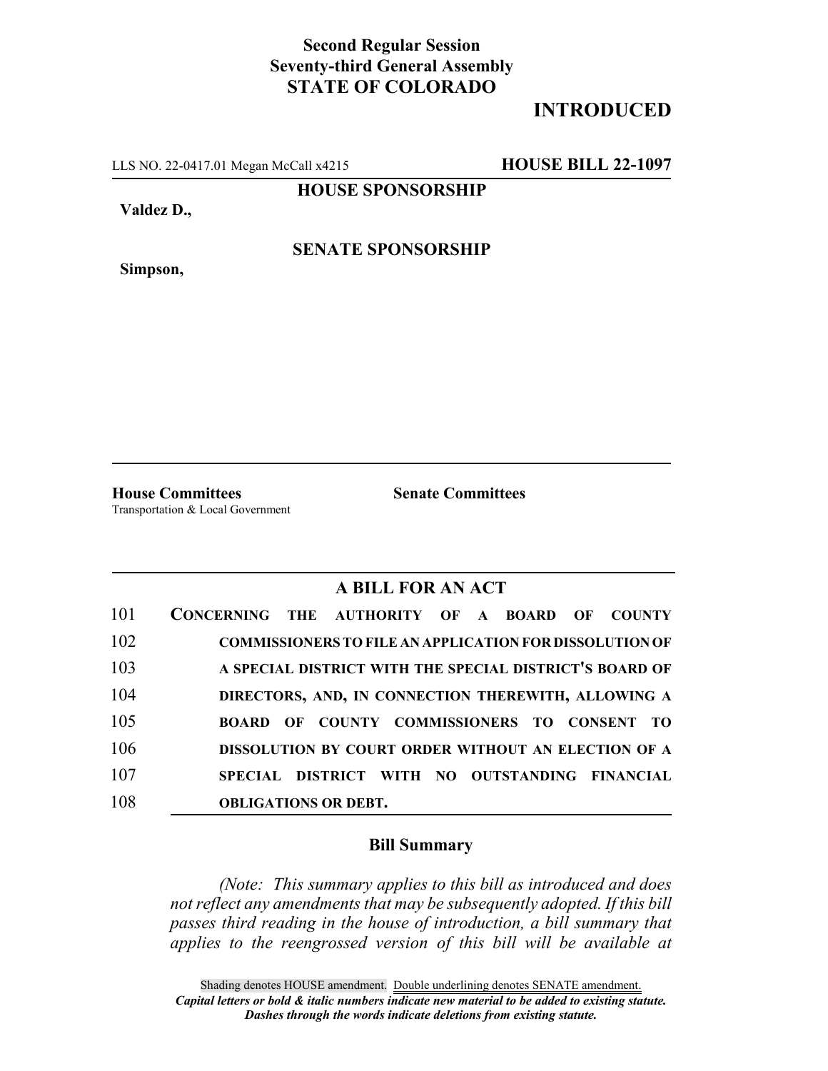**Second Regular Session**
**Seventy-third General Assembly**
**STATE OF COLORADO**

# INTRODUCED

LLS NO. 22-0417.01 Megan McCall x4215 **HOUSE BILL 22-1097**

**HOUSE SPONSORSHIP**

**Valdez D.,**

**SENATE SPONSORSHIP**

**Simpson,**

**House Committees**
Transportation & Local Government

**Senate Committees**

## A BILL FOR AN ACT

101 **CONCERNING THE AUTHORITY OF A BOARD OF COUNTY**
102 **COMMISSIONERS TO FILE AN APPLICATION FOR DISSOLUTION OF**
103 **A SPECIAL DISTRICT WITH THE SPECIAL DISTRICT'S BOARD OF**
104 **DIRECTORS, AND, IN CONNECTION THEREWITH, ALLOWING A**
105 **BOARD OF COUNTY COMMISSIONERS TO CONSENT TO**
106 **DISSOLUTION BY COURT ORDER WITHOUT AN ELECTION OF A**
107 **SPECIAL DISTRICT WITH NO OUTSTANDING FINANCIAL**
108 **OBLIGATIONS OR DEBT.**

### Bill Summary

*(Note: This summary applies to this bill as introduced and does not reflect any amendments that may be subsequently adopted. If this bill passes third reading in the house of introduction, a bill summary that applies to the reengrossed version of this bill will be available at*

Shading denotes HOUSE amendment. Double underlining denotes SENATE amendment.
***Capital letters or bold & italic numbers indicate new material to be added to existing statute.***
***Dashes through the words indicate deletions from existing statute.***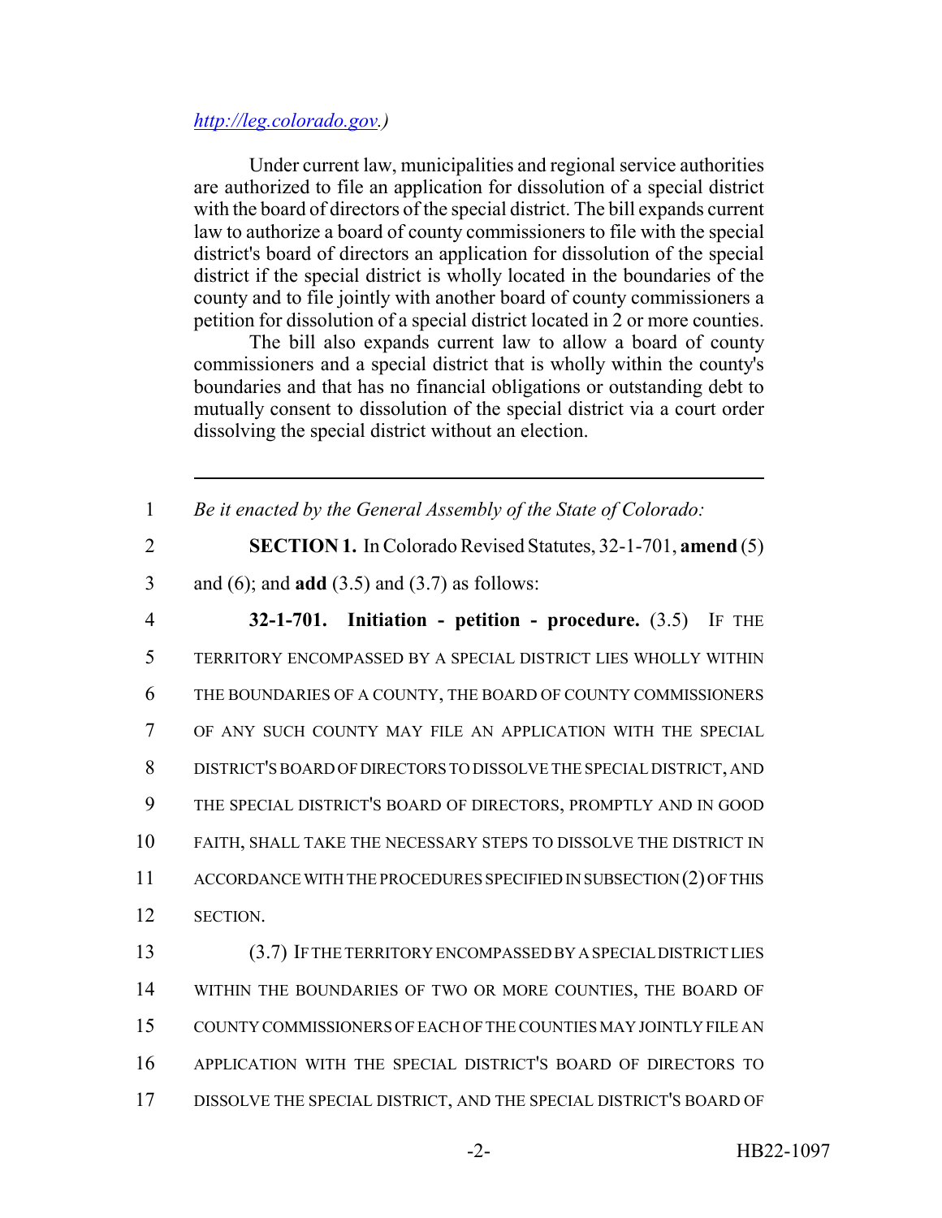http://leg.colorado.gov.)

Under current law, municipalities and regional service authorities are authorized to file an application for dissolution of a special district with the board of directors of the special district. The bill expands current law to authorize a board of county commissioners to file with the special district's board of directors an application for dissolution of the special district if the special district is wholly located in the boundaries of the county and to file jointly with another board of county commissioners a petition for dissolution of a special district located in 2 or more counties.

The bill also expands current law to allow a board of county commissioners and a special district that is wholly within the county's boundaries and that has no financial obligations or outstanding debt to mutually consent to dissolution of the special district via a court order dissolving the special district without an election.

---

1 *Be it enacted by the General Assembly of the State of Colorado:*

2 **SECTION 1.** In Colorado Revised Statutes, 32-1-701, **amend** (5)
3 and (6); and **add** (3.5) and (3.7) as follows:

4 **32-1-701. Initiation - petition - procedure.** (3.5) IF THE
5 TERRITORY ENCOMPASSED BY A SPECIAL DISTRICT LIES WHOLLY WITHIN
6 THE BOUNDARIES OF A COUNTY, THE BOARD OF COUNTY COMMISSIONERS
7 OF ANY SUCH COUNTY MAY FILE AN APPLICATION WITH THE SPECIAL
8 DISTRICT'S BOARD OF DIRECTORS TO DISSOLVE THE SPECIAL DISTRICT, AND
9 THE SPECIAL DISTRICT'S BOARD OF DIRECTORS, PROMPTLY AND IN GOOD
10 FAITH, SHALL TAKE THE NECESSARY STEPS TO DISSOLVE THE DISTRICT IN
11 ACCORDANCE WITH THE PROCEDURES SPECIFIED IN SUBSECTION (2) OF THIS
12 SECTION.

13 (3.7) IF THE TERRITORY ENCOMPASSED BY A SPECIAL DISTRICT LIES
14 WITHIN THE BOUNDARIES OF TWO OR MORE COUNTIES, THE BOARD OF
15 COUNTY COMMISSIONERS OF EACH OF THE COUNTIES MAY JOINTLY FILE AN
16 APPLICATION WITH THE SPECIAL DISTRICT'S BOARD OF DIRECTORS TO
17 DISSOLVE THE SPECIAL DISTRICT, AND THE SPECIAL DISTRICT'S BOARD OF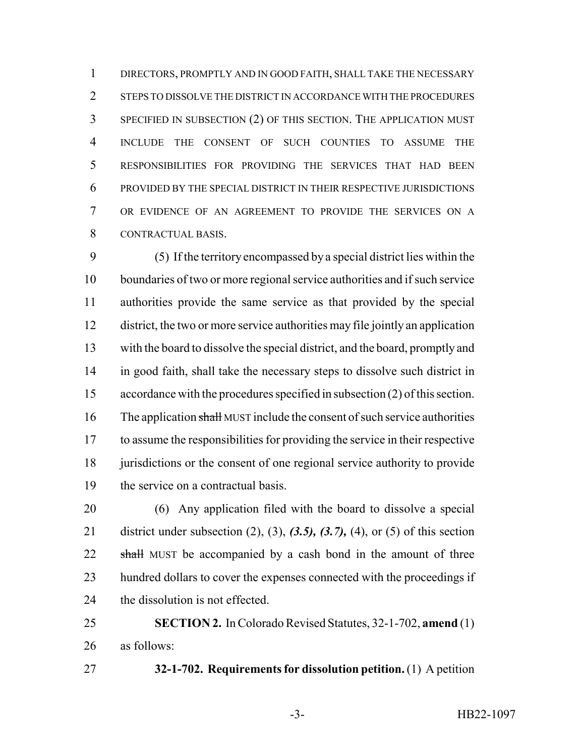DIRECTORS, PROMPTLY AND IN GOOD FAITH, SHALL TAKE THE NECESSARY STEPS TO DISSOLVE THE DISTRICT IN ACCORDANCE WITH THE PROCEDURES SPECIFIED IN SUBSECTION (2) OF THIS SECTION. THE APPLICATION MUST INCLUDE THE CONSENT OF SUCH COUNTIES TO ASSUME THE RESPONSIBILITIES FOR PROVIDING THE SERVICES THAT HAD BEEN PROVIDED BY THE SPECIAL DISTRICT IN THEIR RESPECTIVE JURISDICTIONS OR EVIDENCE OF AN AGREEMENT TO PROVIDE THE SERVICES ON A CONTRACTUAL BASIS.

(5) If the territory encompassed by a special district lies within the boundaries of two or more regional service authorities and if such service authorities provide the same service as that provided by the special district, the two or more service authorities may file jointly an application with the board to dissolve the special district, and the board, promptly and in good faith, shall take the necessary steps to dissolve such district in accordance with the procedures specified in subsection (2) of this section. The application ~~shall~~ MUST include the consent of such service authorities to assume the responsibilities for providing the service in their respective jurisdictions or the consent of one regional service authority to provide the service on a contractual basis.

(6) Any application filed with the board to dissolve a special district under subsection (2), (3), ***(3.5), (3.7),*** (4), or (5) of this section ~~shall~~ MUST be accompanied by a cash bond in the amount of three hundred dollars to cover the expenses connected with the proceedings if the dissolution is not effected.

**SECTION 2.** In Colorado Revised Statutes, 32-1-702, **amend** (1) as follows:

**32-1-702. Requirements for dissolution petition.** (1) A petition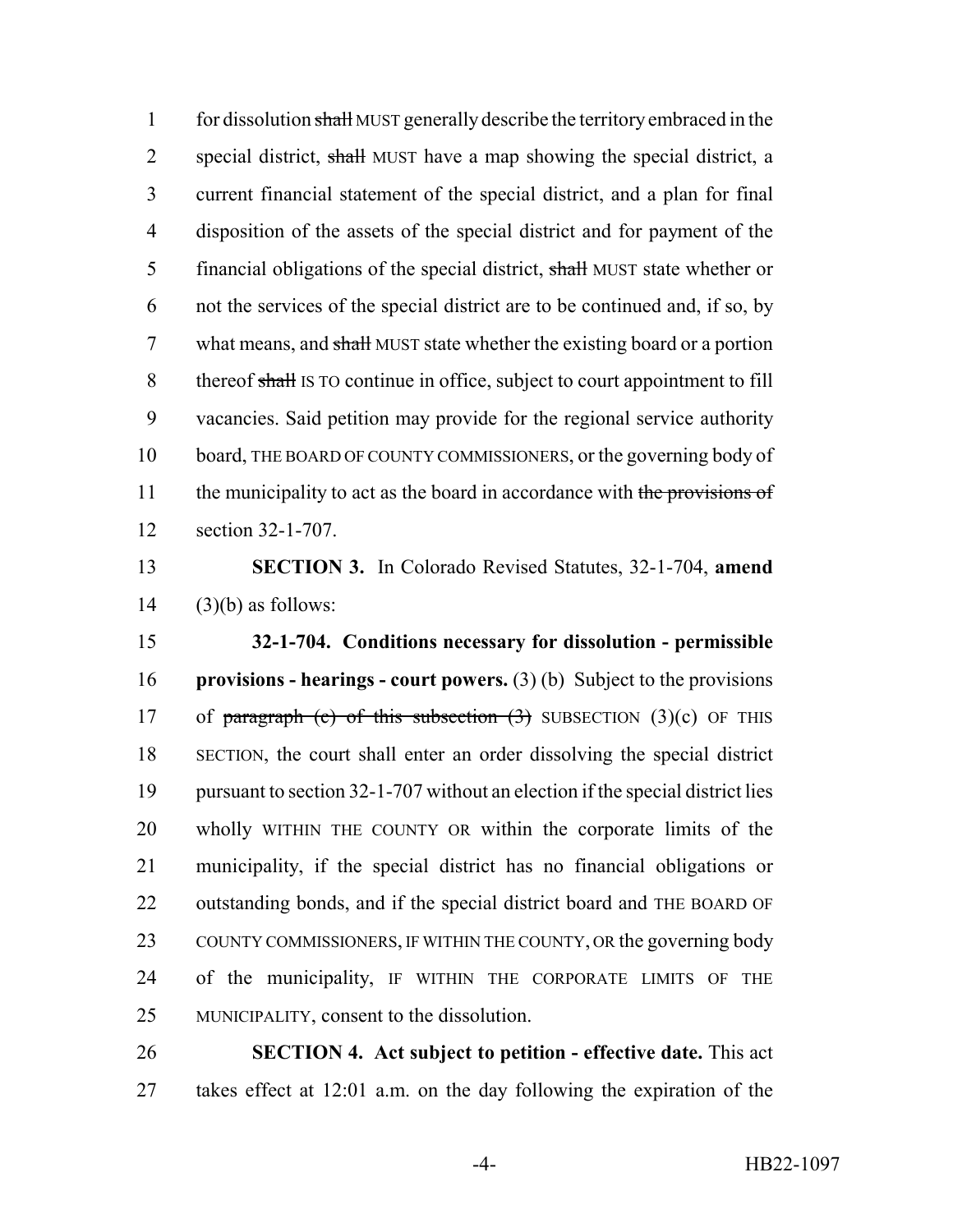1 for dissolution ~~shall~~ MUST generally describe the territory embraced in the
2 special district, ~~shall~~ MUST have a map showing the special district, a
3 current financial statement of the special district, and a plan for final
4 disposition of the assets of the special district and for payment of the
5 financial obligations of the special district, ~~shall~~ MUST state whether or
6 not the services of the special district are to be continued and, if so, by
7 what means, and ~~shall~~ MUST state whether the existing board or a portion
8 thereof ~~shall~~ IS TO continue in office, subject to court appointment to fill
9 vacancies. Said petition may provide for the regional service authority
10 board, THE BOARD OF COUNTY COMMISSIONERS, or the governing body of
11 the municipality to act as the board in accordance with ~~the provisions of~~
12 section 32-1-707.

13 **SECTION 3.** In Colorado Revised Statutes, 32-1-704, **amend**
14 (3)(b) as follows:

15 **32-1-704. Conditions necessary for dissolution - permissible**
16 **provisions - hearings - court powers.** (3) (b) Subject to the provisions
17 of ~~paragraph (c) of this subsection (3)~~ SUBSECTION (3)(c) OF THIS
18 SECTION, the court shall enter an order dissolving the special district
19 pursuant to section 32-1-707 without an election if the special district lies
20 wholly WITHIN THE COUNTY OR within the corporate limits of the
21 municipality, if the special district has no financial obligations or
22 outstanding bonds, and if the special district board and THE BOARD OF
23 COUNTY COMMISSIONERS, IF WITHIN THE COUNTY, OR the governing body
24 of the municipality, IF WITHIN THE CORPORATE LIMITS OF THE
25 MUNICIPALITY, consent to the dissolution.

26 **SECTION 4. Act subject to petition - effective date.** This act
27 takes effect at 12:01 a.m. on the day following the expiration of the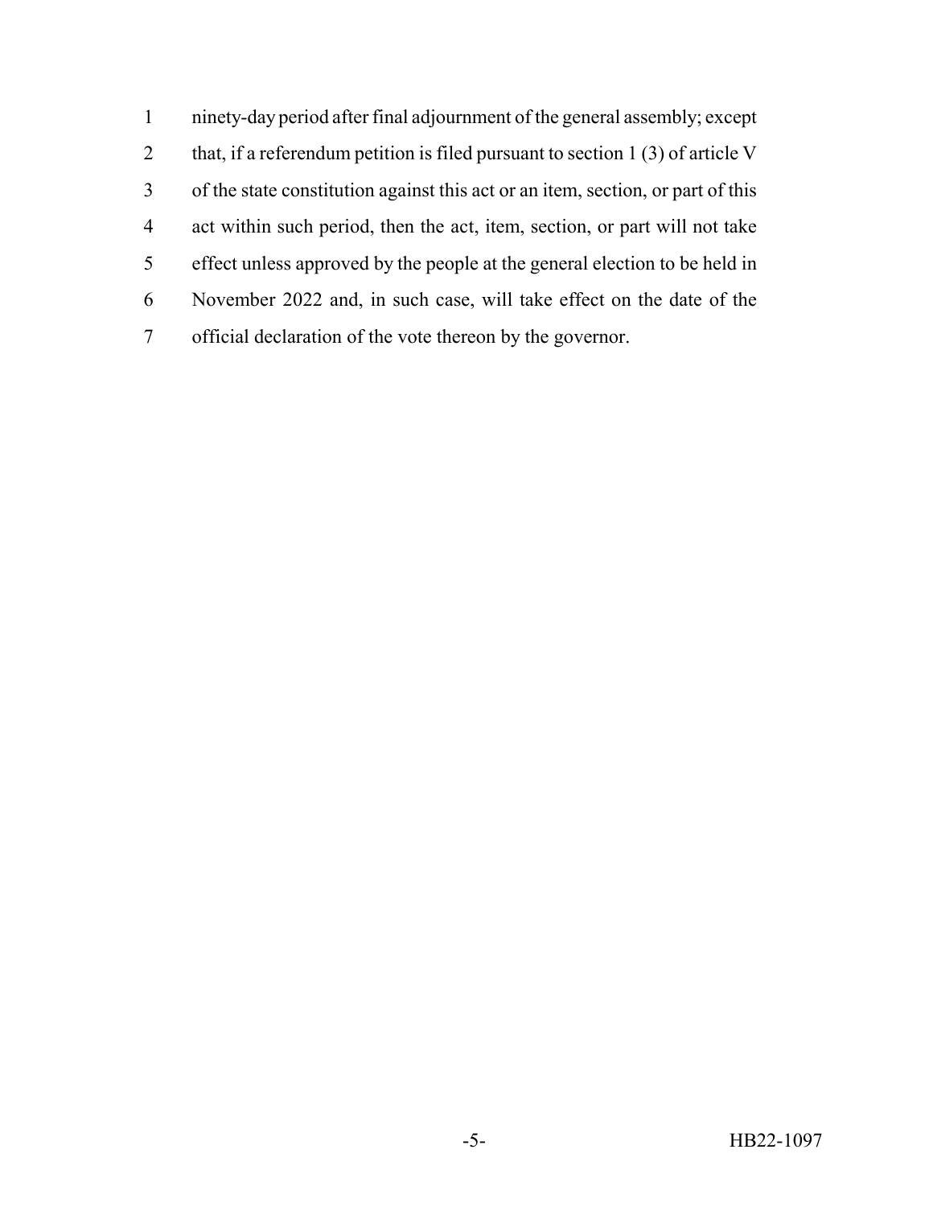ninety-day period after final adjournment of the general assembly; except that, if a referendum petition is filed pursuant to section 1 (3) of article V of the state constitution against this act or an item, section, or part of this act within such period, then the act, item, section, or part will not take effect unless approved by the people at the general election to be held in November 2022 and, in such case, will take effect on the date of the official declaration of the vote thereon by the governor.